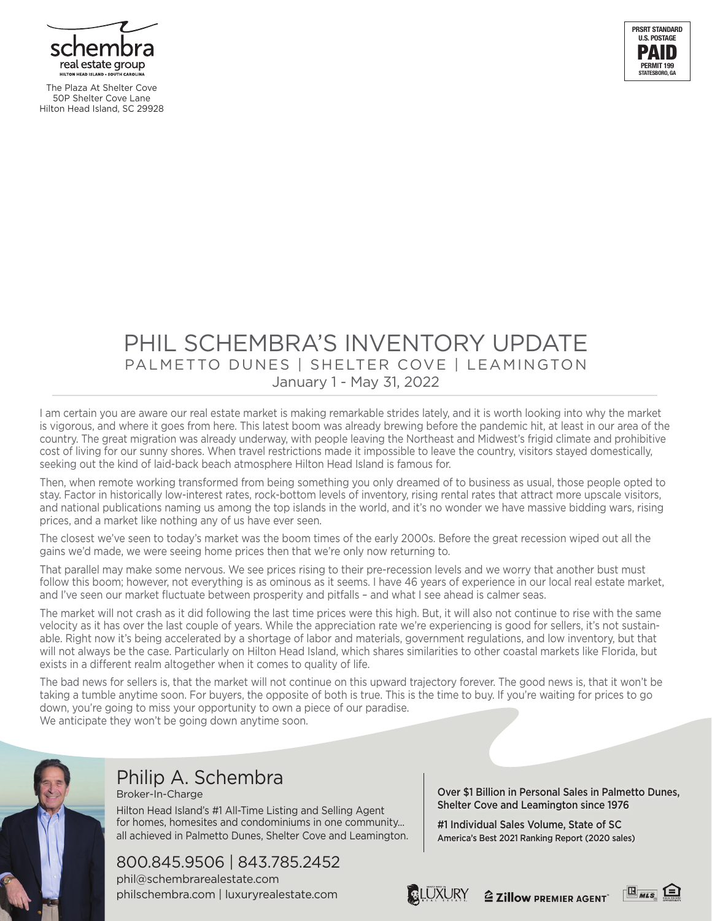schembra real estate group
HILTON HEAD ISLAND • SOUTH CAROLINA

The Plaza At Shelter Cove
50P Shelter Cove Lane
Hilton Head Island, SC 29928

PRSRT STANDARD
U.S. POSTAGE
PAID
PERMIT 199
STATESBORO, GA

# PHIL SCHEMBRA'S INVENTORY UPDATE

## PALMETTO DUNES | SHELTER COVE | LEAMINGTON

January 1 - May 31, 2022

I am certain you are aware our real estate market is making remarkable strides lately, and it is worth looking into why the market is vigorous, and where it goes from here. This latest boom was already brewing before the pandemic hit, at least in our area of the country. The great migration was already underway, with people leaving the Northeast and Midwest's frigid climate and prohibitive cost of living for our sunny shores. When travel restrictions made it impossible to leave the country, visitors stayed domestically, seeking out the kind of laid-back beach atmosphere Hilton Head Island is famous for.

Then, when remote working transformed from being something you only dreamed of to business as usual, those people opted to stay. Factor in historically low-interest rates, rock-bottom levels of inventory, rising rental rates that attract more upscale visitors, and national publications naming us among the top islands in the world, and it's no wonder we have massive bidding wars, rising prices, and a market like nothing any of us have ever seen.

The closest we've seen to today's market was the boom times of the early 2000s. Before the great recession wiped out all the gains we'd made, we were seeing home prices then that we're only now returning to.

That parallel may make some nervous. We see prices rising to their pre-recession levels and we worry that another bust must follow this boom; however, not everything is as ominous as it seems. I have 46 years of experience in our local real estate market, and I've seen our market fluctuate between prosperity and pitfalls – and what I see ahead is calmer seas.

The market will not crash as it did following the last time prices were this high. But, it will also not continue to rise with the same velocity as it has over the last couple of years. While the appreciation rate we're experiencing is good for sellers, it's not sustainable. Right now it's being accelerated by a shortage of labor and materials, government regulations, and low inventory, but that will not always be the case. Particularly on Hilton Head Island, which shares similarities to other coastal markets like Florida, but exists in a different realm altogether when it comes to quality of life.

The bad news for sellers is, that the market will not continue on this upward trajectory forever. The good news is, that it won't be taking a tumble anytime soon. For buyers, the opposite of both is true. This is the time to buy. If you're waiting for prices to go down, you're going to miss your opportunity to own a piece of our paradise.
We anticipate they won't be going down anytime soon.

## Philip A. Schembra

Broker-In-Charge

Hilton Head Island's #1 All-Time Listing and Selling Agent for homes, homesites and condominiums in one community... all achieved in Palmetto Dunes, Shelter Cove and Leamington.

800.845.9506 | 843.785.2452
phil@schembrarealestate.com
philschembra.com | luxuryrealestate.com

**Over $1 Billion in Personal Sales in Palmetto Dunes, Shelter Cove and Leamington since 1976**

**#1 Individual Sales Volume, State of SC**
America's Best 2021 Ranking Report (2020 sales)

LUXURY REAL ESTATE | Zillow PREMIER AGENT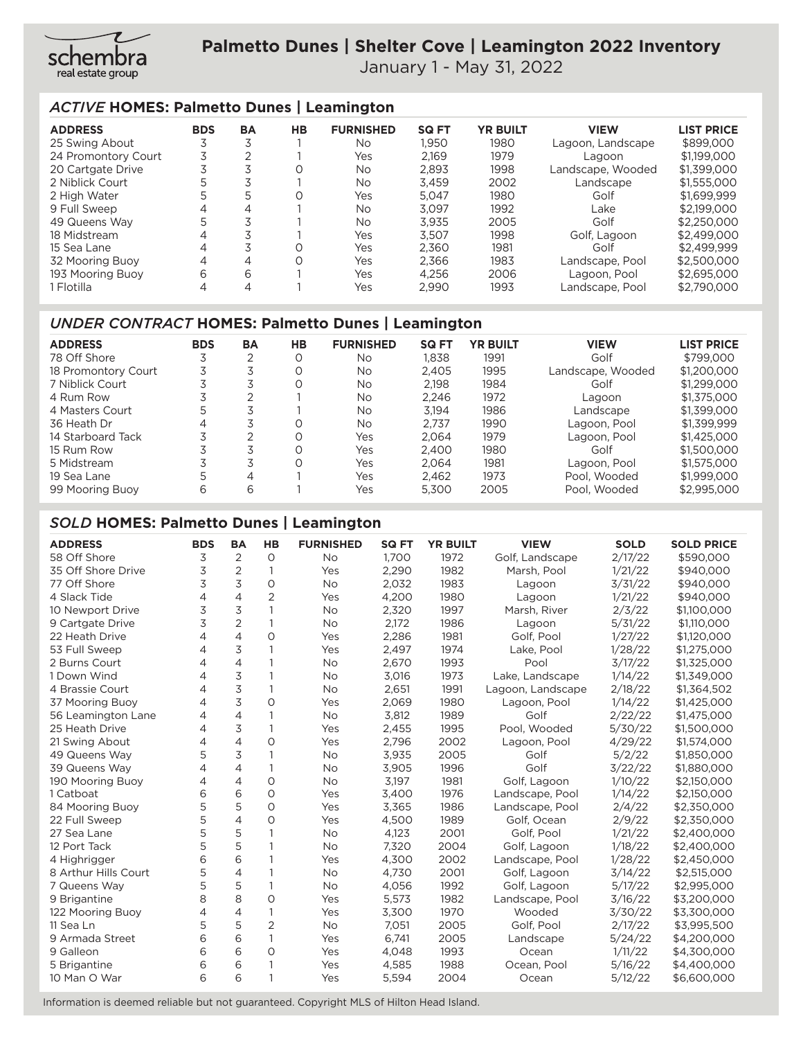# Palmetto Dunes | Shelter Cove | Leamington 2022 Inventory

January 1 - May 31, 2022

## *ACTIVE* HOMES: Palmetto Dunes | Leamington

| ADDRESS | BDS | BA | HB | FURNISHED | SQ FT | YR BUILT | VIEW | LIST PRICE |
|---|---|---|---|---|---|---|---|---|
| 25 Swing About | 3 | 3 | 1 | No | 1,950 | 1980 | Lagoon, Landscape | $899,000 |
| 24 Promontory Court | 3 | 2 | 1 | Yes | 2,169 | 1979 | Lagoon | $1,199,000 |
| 20 Cartgate Drive | 3 | 3 | 0 | No | 2,893 | 1998 | Landscape, Wooded | $1,399,000 |
| 2 Niblick Court | 5 | 3 | 1 | No | 3,459 | 2002 | Landscape | $1,555,000 |
| 2 High Water | 5 | 5 | 0 | Yes | 5,047 | 1980 | Golf | $1,699,999 |
| 9 Full Sweep | 4 | 4 | 1 | No | 3,097 | 1992 | Lake | $2,199,000 |
| 49 Queens Way | 5 | 3 | 1 | No | 3,935 | 2005 | Golf | $2,250,000 |
| 18 Midstream | 4 | 3 | 1 | Yes | 3,507 | 1998 | Golf, Lagoon | $2,499,000 |
| 15 Sea Lane | 4 | 3 | 0 | Yes | 2,360 | 1981 | Golf | $2,499,999 |
| 32 Mooring Buoy | 4 | 4 | 0 | Yes | 2,366 | 1983 | Landscape, Pool | $2,500,000 |
| 193 Mooring Buoy | 6 | 6 | 1 | Yes | 4,256 | 2006 | Lagoon, Pool | $2,695,000 |
| 1 Flotilla | 4 | 4 | 1 | Yes | 2,990 | 1993 | Landscape, Pool | $2,790,000 |

## *UNDER CONTRACT* HOMES: Palmetto Dunes | Leamington

| ADDRESS | BDS | BA | HB | FURNISHED | SQ FT | YR BUILT | VIEW | LIST PRICE |
|---|---|---|---|---|---|---|---|---|
| 78 Off Shore | 3 | 2 | 0 | No | 1,838 | 1991 | Golf | $799,000 |
| 18 Promontory Court | 3 | 3 | 0 | No | 2,405 | 1995 | Landscape, Wooded | $1,200,000 |
| 7 Niblick Court | 3 | 3 | 0 | No | 2,198 | 1984 | Golf | $1,299,000 |
| 4 Rum Row | 3 | 2 | 1 | No | 2,246 | 1972 | Lagoon | $1,375,000 |
| 4 Masters Court | 5 | 3 | 1 | No | 3,194 | 1986 | Landscape | $1,399,000 |
| 36 Heath Dr | 4 | 3 | 0 | No | 2,737 | 1990 | Lagoon, Pool | $1,399,999 |
| 14 Starboard Tack | 3 | 2 | 0 | Yes | 2,064 | 1979 | Lagoon, Pool | $1,425,000 |
| 15 Rum Row | 3 | 3 | 0 | Yes | 2,400 | 1980 | Golf | $1,500,000 |
| 5 Midstream | 3 | 3 | 0 | Yes | 2,064 | 1981 | Lagoon, Pool | $1,575,000 |
| 19 Sea Lane | 5 | 4 | 1 | Yes | 2,462 | 1973 | Pool, Wooded | $1,999,000 |
| 99 Mooring Buoy | 6 | 6 | 1 | Yes | 5,300 | 2005 | Pool, Wooded | $2,995,000 |

## *SOLD* HOMES: Palmetto Dunes | Leamington

| ADDRESS | BDS | BA | HB | FURNISHED | SQ FT | YR BUILT | VIEW | SOLD | SOLD PRICE |
|---|---|---|---|---|---|---|---|---|---|
| 58 Off Shore | 3 | 2 | 0 | No | 1,700 | 1972 | Golf, Landscape | 2/17/22 | $590,000 |
| 35 Off Shore Drive | 3 | 2 | 1 | Yes | 2,290 | 1982 | Marsh, Pool | 1/21/22 | $940,000 |
| 77 Off Shore | 3 | 3 | 0 | No | 2,032 | 1983 | Lagoon | 3/31/22 | $940,000 |
| 4 Slack Tide | 4 | 4 | 2 | Yes | 4,200 | 1980 | Lagoon | 1/21/22 | $940,000 |
| 10 Newport Drive | 3 | 3 | 1 | No | 2,320 | 1997 | Marsh, River | 2/3/22 | $1,100,000 |
| 9 Cartgate Drive | 3 | 2 | 1 | No | 2,172 | 1986 | Lagoon | 5/31/22 | $1,110,000 |
| 22 Heath Drive | 4 | 4 | 0 | Yes | 2,286 | 1981 | Golf, Pool | 1/27/22 | $1,120,000 |
| 53 Full Sweep | 4 | 3 | 1 | Yes | 2,497 | 1974 | Lake, Pool | 1/28/22 | $1,275,000 |
| 2 Burns Court | 4 | 4 | 1 | No | 2,670 | 1993 | Pool | 3/17/22 | $1,325,000 |
| 1 Down Wind | 4 | 3 | 1 | No | 3,016 | 1973 | Lake, Landscape | 1/14/22 | $1,349,000 |
| 4 Brassie Court | 4 | 3 | 1 | No | 2,651 | 1991 | Lagoon, Landscape | 2/18/22 | $1,364,502 |
| 37 Mooring Buoy | 4 | 3 | 0 | Yes | 2,069 | 1980 | Lagoon, Pool | 1/14/22 | $1,425,000 |
| 56 Leamington Lane | 4 | 4 | 1 | No | 3,812 | 1989 | Golf | 2/22/22 | $1,475,000 |
| 25 Heath Drive | 4 | 3 | 1 | Yes | 2,455 | 1995 | Pool, Wooded | 5/30/22 | $1,500,000 |
| 21 Swing About | 4 | 4 | 0 | Yes | 2,796 | 2002 | Lagoon, Pool | 4/29/22 | $1,574,000 |
| 49 Queens Way | 5 | 3 | 1 | No | 3,935 | 2005 | Golf | 5/2/22 | $1,850,000 |
| 39 Queens Way | 4 | 4 | 1 | No | 3,905 | 1996 | Golf | 3/22/22 | $1,880,000 |
| 190 Mooring Buoy | 4 | 4 | 0 | No | 3,197 | 1981 | Golf, Lagoon | 1/10/22 | $2,150,000 |
| 1 Catboat | 6 | 6 | 0 | Yes | 3,400 | 1976 | Landscape, Pool | 1/14/22 | $2,150,000 |
| 84 Mooring Buoy | 5 | 5 | 0 | Yes | 3,365 | 1986 | Landscape, Pool | 2/4/22 | $2,350,000 |
| 22 Full Sweep | 5 | 4 | 0 | Yes | 4,500 | 1989 | Golf, Ocean | 2/9/22 | $2,350,000 |
| 27 Sea Lane | 5 | 5 | 1 | No | 4,123 | 2001 | Golf, Pool | 1/21/22 | $2,400,000 |
| 12 Port Tack | 5 | 5 | 1 | No | 7,320 | 2004 | Golf, Lagoon | 1/18/22 | $2,400,000 |
| 4 Highrigger | 6 | 6 | 1 | Yes | 4,300 | 2002 | Landscape, Pool | 1/28/22 | $2,450,000 |
| 8 Arthur Hills Court | 5 | 4 | 1 | No | 4,730 | 2001 | Golf, Lagoon | 3/14/22 | $2,515,000 |
| 7 Queens Way | 5 | 5 | 1 | No | 4,056 | 1992 | Golf, Lagoon | 5/17/22 | $2,995,000 |
| 9 Brigantine | 8 | 8 | 0 | Yes | 5,573 | 1982 | Landscape, Pool | 3/16/22 | $3,200,000 |
| 122 Mooring Buoy | 4 | 4 | 1 | Yes | 3,300 | 1970 | Wooded | 3/30/22 | $3,300,000 |
| 11 Sea Ln | 5 | 5 | 2 | No | 7,051 | 2005 | Golf, Pool | 2/17/22 | $3,995,500 |
| 9 Armada Street | 6 | 6 | 1 | Yes | 6,741 | 2005 | Landscape | 5/24/22 | $4,200,000 |
| 9 Galleon | 6 | 6 | 0 | Yes | 4,048 | 1993 | Ocean | 1/11/22 | $4,300,000 |
| 5 Brigantine | 6 | 6 | 1 | Yes | 4,585 | 1988 | Ocean, Pool | 5/16/22 | $4,400,000 |
| 10 Man O War | 6 | 6 | 1 | Yes | 5,594 | 2004 | Ocean | 5/12/22 | $6,600,000 |

Information is deemed reliable but not guaranteed. Copyright MLS of Hilton Head Island.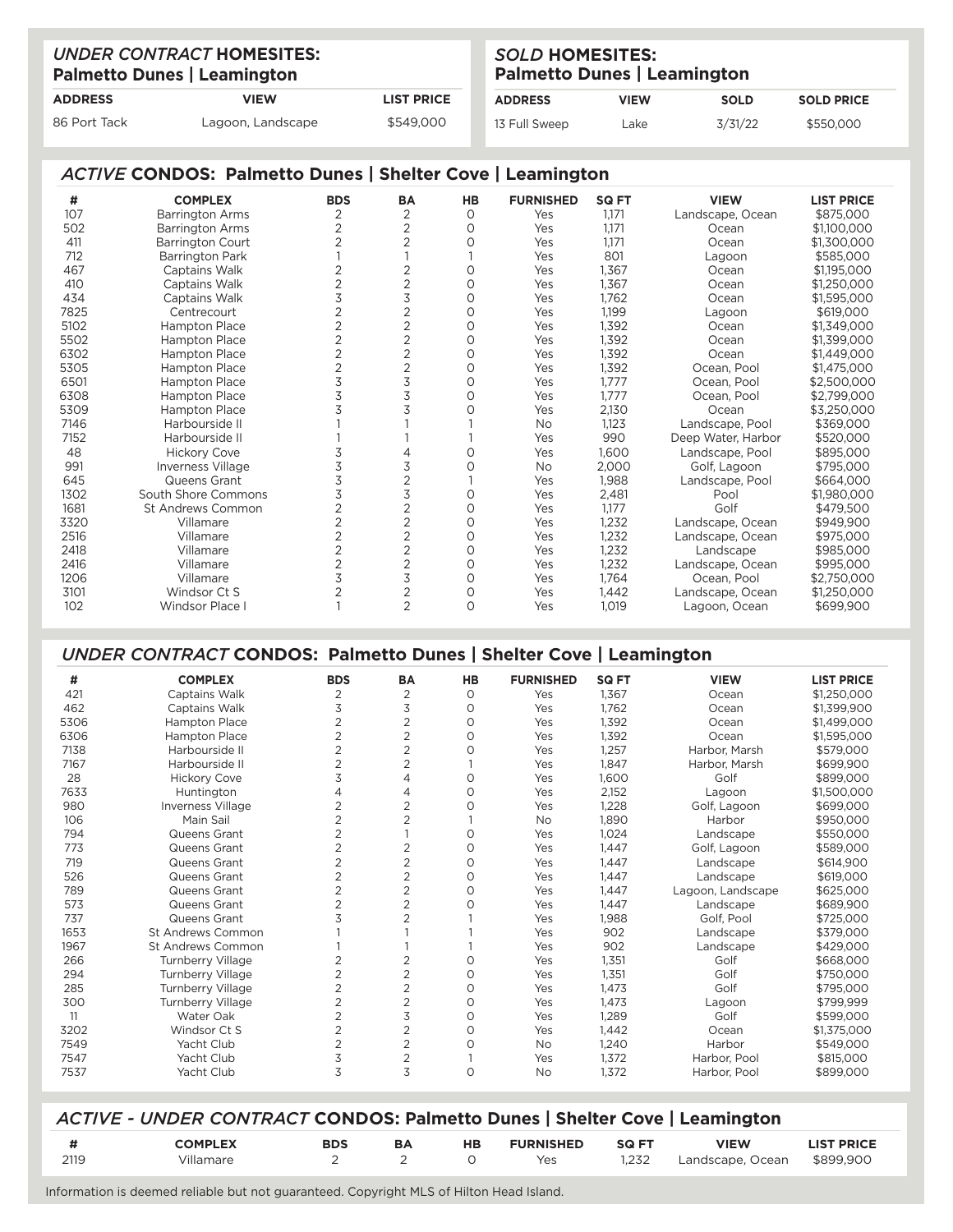## *UNDER CONTRACT* HOMESITES: Palmetto Dunes | Leamington

| ADDRESS | VIEW | LIST PRICE |
|---|---|---|
| 86 Port Tack | Lagoon, Landscape | $549,000 |

## *SOLD* HOMESITES: Palmetto Dunes | Leamington

| ADDRESS | VIEW | SOLD | SOLD PRICE |
|---|---|---|---|
| 13 Full Sweep | Lake | 3/31/22 | $550,000 |

## *ACTIVE* CONDOS: Palmetto Dunes | Shelter Cove | Leamington

| # | COMPLEX | BDS | BA | HB | FURNISHED | SQ FT | VIEW | LIST PRICE |
|---|---|---|---|---|---|---|---|---|
| 107 | Barrington Arms | 2 | 2 | 0 | Yes | 1,171 | Landscape, Ocean | $875,000 |
| 502 | Barrington Arms | 2 | 2 | 0 | Yes | 1,171 | Ocean | $1,100,000 |
| 411 | Barrington Court | 2 | 2 | 0 | Yes | 1,171 | Ocean | $1,300,000 |
| 712 | Barrington Park | 1 | 1 | 1 | Yes | 801 | Lagoon | $585,000 |
| 467 | Captains Walk | 2 | 2 | 0 | Yes | 1,367 | Ocean | $1,195,000 |
| 410 | Captains Walk | 2 | 2 | 0 | Yes | 1,367 | Ocean | $1,250,000 |
| 434 | Captains Walk | 3 | 3 | 0 | Yes | 1,762 | Ocean | $1,595,000 |
| 7825 | Centrecourt | 2 | 2 | 0 | Yes | 1,199 | Lagoon | $619,000 |
| 5102 | Hampton Place | 2 | 2 | 0 | Yes | 1,392 | Ocean | $1,349,000 |
| 5502 | Hampton Place | 2 | 2 | 0 | Yes | 1,392 | Ocean | $1,399,000 |
| 6302 | Hampton Place | 2 | 2 | 0 | Yes | 1,392 | Ocean | $1,449,000 |
| 5305 | Hampton Place | 2 | 2 | 0 | Yes | 1,392 | Ocean, Pool | $1,475,000 |
| 6501 | Hampton Place | 3 | 3 | 0 | Yes | 1,777 | Ocean, Pool | $2,500,000 |
| 6308 | Hampton Place | 3 | 3 | 0 | Yes | 1,777 | Ocean, Pool | $2,799,000 |
| 5309 | Hampton Place | 3 | 3 | 0 | Yes | 2,130 | Ocean | $3,250,000 |
| 7146 | Harbourside II | 1 | 1 | 1 | No | 1,123 | Landscape, Pool | $369,000 |
| 7152 | Harbourside II | 1 | 1 | 1 | Yes | 990 | Deep Water, Harbor | $520,000 |
| 48 | Hickory Cove | 3 | 4 | 0 | Yes | 1,600 | Landscape, Pool | $895,000 |
| 991 | Inverness Village | 3 | 3 | 0 | No | 2,000 | Golf, Lagoon | $795,000 |
| 645 | Queens Grant | 3 | 2 | 1 | Yes | 1,988 | Landscape, Pool | $664,000 |
| 1302 | South Shore Commons | 3 | 3 | 0 | Yes | 2,481 | Pool | $1,980,000 |
| 1681 | St Andrews Common | 2 | 2 | 0 | Yes | 1,177 | Golf | $479,500 |
| 3320 | Villamare | 2 | 2 | 0 | Yes | 1,232 | Landscape, Ocean | $949,900 |
| 2516 | Villamare | 2 | 2 | 0 | Yes | 1,232 | Landscape, Ocean | $975,000 |
| 2418 | Villamare | 2 | 2 | 0 | Yes | 1,232 | Landscape | $985,000 |
| 2416 | Villamare | 2 | 2 | 0 | Yes | 1,232 | Landscape, Ocean | $995,000 |
| 1206 | Villamare | 3 | 3 | 0 | Yes | 1,764 | Ocean, Pool | $2,750,000 |
| 3101 | Windsor Ct S | 2 | 2 | 0 | Yes | 1,442 | Landscape, Ocean | $1,250,000 |
| 102 | Windsor Place I | 1 | 2 | 0 | Yes | 1,019 | Lagoon, Ocean | $699,900 |

## *UNDER CONTRACT* CONDOS: Palmetto Dunes | Shelter Cove | Leamington

| # | COMPLEX | BDS | BA | HB | FURNISHED | SQ FT | VIEW | LIST PRICE |
|---|---|---|---|---|---|---|---|---|
| 421 | Captains Walk | 2 | 2 | 0 | Yes | 1,367 | Ocean | $1,250,000 |
| 462 | Captains Walk | 3 | 3 | 0 | Yes | 1,762 | Ocean | $1,399,900 |
| 5306 | Hampton Place | 2 | 2 | 0 | Yes | 1,392 | Ocean | $1,499,000 |
| 6306 | Hampton Place | 2 | 2 | 0 | Yes | 1,392 | Ocean | $1,595,000 |
| 7138 | Harbourside II | 2 | 2 | 0 | Yes | 1,257 | Harbor, Marsh | $579,000 |
| 7167 | Harbourside II | 2 | 2 | 1 | Yes | 1,847 | Harbor, Marsh | $699,900 |
| 28 | Hickory Cove | 3 | 4 | 0 | Yes | 1,600 | Golf | $899,000 |
| 7633 | Huntington | 4 | 4 | 0 | Yes | 2,152 | Lagoon | $1,500,000 |
| 980 | Inverness Village | 2 | 2 | 0 | Yes | 1,228 | Golf, Lagoon | $699,000 |
| 106 | Main Sail | 2 | 2 | 1 | No | 1,890 | Harbor | $950,000 |
| 794 | Queens Grant | 2 | 1 | 0 | Yes | 1,024 | Landscape | $550,000 |
| 773 | Queens Grant | 2 | 2 | 0 | Yes | 1,447 | Golf, Lagoon | $589,000 |
| 719 | Queens Grant | 2 | 2 | 0 | Yes | 1,447 | Landscape | $614,900 |
| 526 | Queens Grant | 2 | 2 | 0 | Yes | 1,447 | Landscape | $619,000 |
| 789 | Queens Grant | 2 | 2 | 0 | Yes | 1,447 | Lagoon, Landscape | $625,000 |
| 573 | Queens Grant | 2 | 2 | 0 | Yes | 1,447 | Landscape | $689,900 |
| 737 | Queens Grant | 3 | 2 | 1 | Yes | 1,988 | Golf, Pool | $725,000 |
| 1653 | St Andrews Common | 1 | 1 | 1 | Yes | 902 | Landscape | $379,000 |
| 1967 | St Andrews Common | 1 | 1 | 1 | Yes | 902 | Landscape | $429,000 |
| 266 | Turnberry Village | 2 | 2 | 0 | Yes | 1,351 | Golf | $668,000 |
| 294 | Turnberry Village | 2 | 2 | 0 | Yes | 1,351 | Golf | $750,000 |
| 285 | Turnberry Village | 2 | 2 | 0 | Yes | 1,473 | Golf | $795,000 |
| 300 | Turnberry Village | 2 | 2 | 0 | Yes | 1,473 | Lagoon | $799,999 |
| 11 | Water Oak | 2 | 3 | 0 | Yes | 1,289 | Golf | $599,000 |
| 3202 | Windsor Ct S | 2 | 2 | 0 | Yes | 1,442 | Ocean | $1,375,000 |
| 7549 | Yacht Club | 2 | 2 | 0 | No | 1,240 | Harbor | $549,000 |
| 7547 | Yacht Club | 3 | 2 | 1 | Yes | 1,372 | Harbor, Pool | $815,000 |
| 7537 | Yacht Club | 3 | 3 | 0 | No | 1,372 | Harbor, Pool | $899,000 |

## *ACTIVE - UNDER CONTRACT* CONDOS: Palmetto Dunes | Shelter Cove | Leamington

| # | COMPLEX | BDS | BA | HB | FURNISHED | SQ FT | VIEW | LIST PRICE |
|---|---|---|---|---|---|---|---|---|
| 2119 | Villamare | 2 | 2 | 0 | Yes | 1,232 | Landscape, Ocean | $899,900 |

Information is deemed reliable but not guaranteed. Copyright MLS of Hilton Head Island.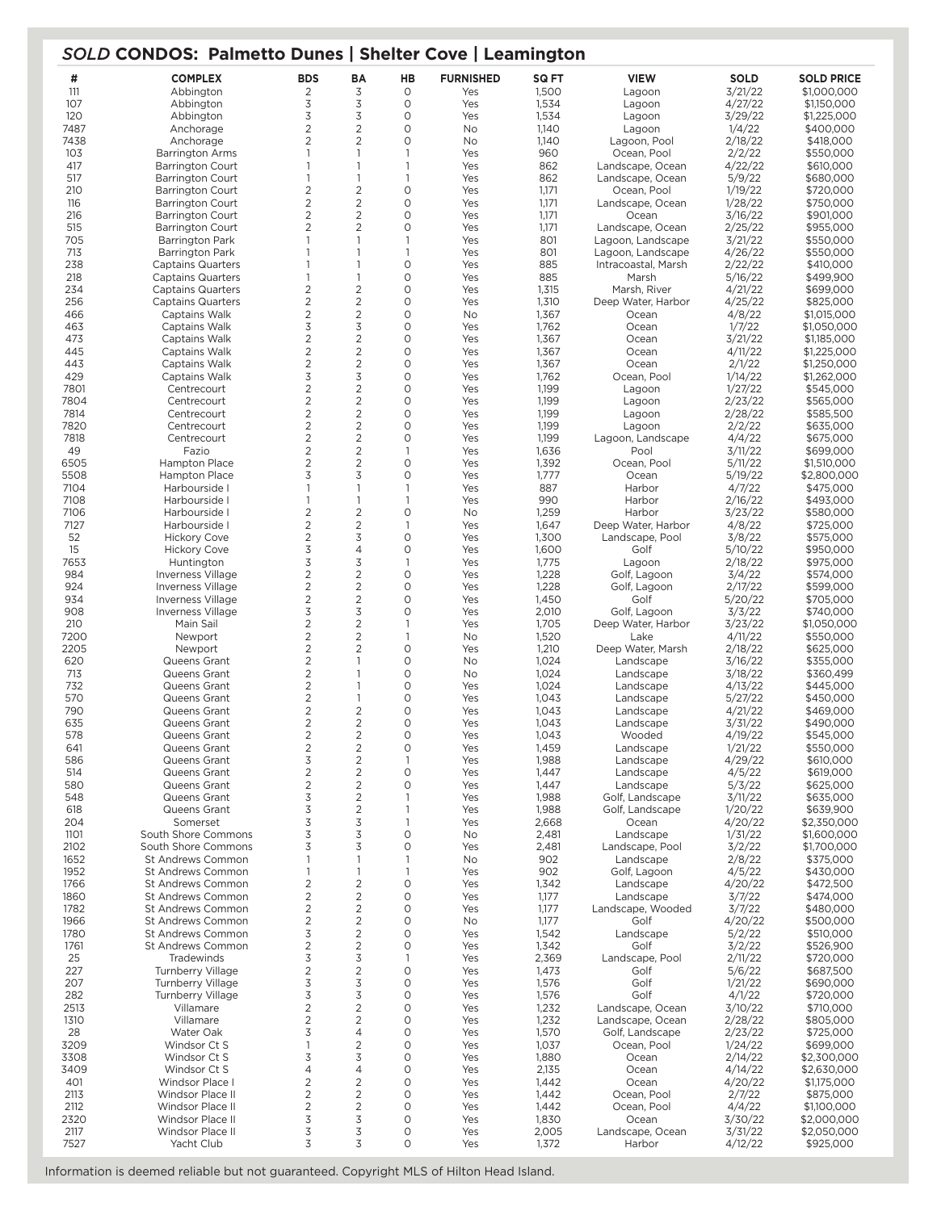## *SOLD* CONDOS: Palmetto Dunes | Shelter Cove | Leamington

| # | COMPLEX | BDS | BA | HB | FURNISHED | SQ FT | VIEW | SOLD | SOLD PRICE |
|---|---|---|---|---|---|---|---|---|---|
| 111 | Abbington | 2 | 3 | 0 | Yes | 1,500 | Lagoon | 3/21/22 | $1,000,000 |
| 107 | Abbington | 3 | 3 | 0 | Yes | 1,534 | Lagoon | 4/27/22 | $1,150,000 |
| 120 | Abbington | 3 | 3 | 0 | Yes | 1,534 | Lagoon | 3/29/22 | $1,225,000 |
| 7487 | Anchorage | 2 | 2 | 0 | No | 1,140 | Lagoon | 1/4/22 | $400,000 |
| 7438 | Anchorage | 2 | 2 | 0 | No | 1,140 | Lagoon, Pool | 2/18/22 | $418,000 |
| 103 | Barrington Arms | 1 | 1 | 1 | Yes | 960 | Ocean, Pool | 2/2/22 | $550,000 |
| 417 | Barrington Court | 1 | 1 | 1 | Yes | 862 | Landscape, Ocean | 4/22/22 | $610,000 |
| 517 | Barrington Court | 1 | 1 | 1 | Yes | 862 | Landscape, Ocean | 5/9/22 | $680,000 |
| 210 | Barrington Court | 2 | 2 | 0 | Yes | 1,171 | Ocean, Pool | 1/19/22 | $720,000 |
| 116 | Barrington Court | 2 | 2 | 0 | Yes | 1,171 | Landscape, Ocean | 1/28/22 | $750,000 |
| 216 | Barrington Court | 2 | 2 | 0 | Yes | 1,171 | Ocean | 3/16/22 | $901,000 |
| 515 | Barrington Court | 2 | 2 | 0 | Yes | 1,171 | Landscape, Ocean | 2/25/22 | $955,000 |
| 705 | Barrington Park | 1 | 1 | 1 | Yes | 801 | Lagoon, Landscape | 3/21/22 | $550,000 |
| 713 | Barrington Park | 1 | 1 | 1 | Yes | 801 | Lagoon, Landscape | 4/26/22 | $550,000 |
| 238 | Captains Quarters | 1 | 1 | 0 | Yes | 885 | Intracoastal, Marsh | 2/22/22 | $410,000 |
| 218 | Captains Quarters | 1 | 1 | 0 | Yes | 885 | Marsh | 5/16/22 | $499,900 |
| 234 | Captains Quarters | 2 | 2 | 0 | Yes | 1,315 | Marsh, River | 4/21/22 | $699,000 |
| 256 | Captains Quarters | 2 | 2 | 0 | Yes | 1,310 | Deep Water, Harbor | 4/25/22 | $825,000 |
| 466 | Captains Walk | 2 | 2 | 0 | No | 1,367 | Ocean | 4/8/22 | $1,015,000 |
| 463 | Captains Walk | 3 | 3 | 0 | Yes | 1,762 | Ocean | 1/7/22 | $1,050,000 |
| 473 | Captains Walk | 2 | 2 | 0 | Yes | 1,367 | Ocean | 3/21/22 | $1,185,000 |
| 445 | Captains Walk | 2 | 2 | 0 | Yes | 1,367 | Ocean | 4/11/22 | $1,225,000 |
| 443 | Captains Walk | 2 | 2 | 0 | Yes | 1,367 | Ocean | 2/1/22 | $1,250,000 |
| 429 | Captains Walk | 3 | 3 | 0 | Yes | 1,762 | Ocean, Pool | 1/14/22 | $1,262,000 |
| 7801 | Centrecourt | 2 | 2 | 0 | Yes | 1,199 | Lagoon | 1/27/22 | $545,000 |
| 7804 | Centrecourt | 2 | 2 | 0 | Yes | 1,199 | Lagoon | 2/23/22 | $565,000 |
| 7814 | Centrecourt | 2 | 2 | 0 | Yes | 1,199 | Lagoon | 2/28/22 | $585,500 |
| 7820 | Centrecourt | 2 | 2 | 0 | Yes | 1,199 | Lagoon | 2/2/22 | $635,000 |
| 7818 | Centrecourt | 2 | 2 | 0 | Yes | 1,199 | Lagoon, Landscape | 4/4/22 | $675,000 |
| 49 | Fazio | 2 | 2 | 1 | Yes | 1,636 | Pool | 3/11/22 | $699,000 |
| 6505 | Hampton Place | 2 | 2 | 0 | Yes | 1,392 | Ocean, Pool | 5/11/22 | $1,510,000 |
| 5508 | Hampton Place | 3 | 3 | 0 | Yes | 1,777 | Ocean | 5/19/22 | $2,800,000 |
| 7104 | Harbourside I | 1 | 1 | 1 | Yes | 887 | Harbor | 4/7/22 | $475,000 |
| 7108 | Harbourside I | 1 | 1 | 1 | Yes | 990 | Harbor | 2/16/22 | $493,000 |
| 7106 | Harbourside I | 2 | 2 | 0 | No | 1,259 | Harbor | 3/23/22 | $580,000 |
| 7127 | Harbourside I | 2 | 2 | 1 | Yes | 1,647 | Deep Water, Harbor | 4/8/22 | $725,000 |
| 52 | Hickory Cove | 2 | 3 | 0 | Yes | 1,300 | Landscape, Pool | 3/8/22 | $575,000 |
| 15 | Hickory Cove | 3 | 4 | 0 | Yes | 1,600 | Golf | 5/10/22 | $950,000 |
| 7653 | Huntington | 3 | 3 | 1 | Yes | 1,775 | Lagoon | 2/18/22 | $975,000 |
| 984 | Inverness Village | 2 | 2 | 0 | Yes | 1,228 | Golf, Lagoon | 3/4/22 | $574,000 |
| 924 | Inverness Village | 2 | 2 | 0 | Yes | 1,228 | Golf, Lagoon | 2/17/22 | $599,000 |
| 934 | Inverness Village | 2 | 2 | 0 | Yes | 1,450 | Golf | 5/20/22 | $705,000 |
| 908 | Inverness Village | 3 | 3 | 0 | Yes | 2,010 | Golf, Lagoon | 3/3/22 | $740,000 |
| 210 | Main Sail | 2 | 2 | 1 | Yes | 1,705 | Deep Water, Harbor | 3/23/22 | $1,050,000 |
| 7200 | Newport | 2 | 2 | 1 | No | 1,520 | Lake | 4/11/22 | $550,000 |
| 2205 | Newport | 2 | 2 | 0 | Yes | 1,210 | Deep Water, Marsh | 2/18/22 | $625,000 |
| 620 | Queens Grant | 2 | 1 | 0 | No | 1,024 | Landscape | 3/16/22 | $355,000 |
| 713 | Queens Grant | 2 | 1 | 0 | No | 1,024 | Landscape | 3/18/22 | $360,499 |
| 732 | Queens Grant | 2 | 1 | 0 | Yes | 1,024 | Landscape | 4/13/22 | $445,000 |
| 570 | Queens Grant | 2 | 1 | 0 | Yes | 1,043 | Landscape | 5/27/22 | $450,000 |
| 790 | Queens Grant | 2 | 2 | 0 | Yes | 1,043 | Landscape | 4/21/22 | $469,000 |
| 635 | Queens Grant | 2 | 2 | 0 | Yes | 1,043 | Landscape | 3/31/22 | $490,000 |
| 578 | Queens Grant | 2 | 2 | 0 | Yes | 1,043 | Wooded | 4/19/22 | $545,000 |
| 641 | Queens Grant | 2 | 2 | 0 | Yes | 1,459 | Landscape | 1/21/22 | $550,000 |
| 586 | Queens Grant | 3 | 2 | 1 | Yes | 1,988 | Landscape | 4/29/22 | $610,000 |
| 514 | Queens Grant | 2 | 2 | 0 | Yes | 1,447 | Landscape | 4/5/22 | $619,000 |
| 580 | Queens Grant | 2 | 2 | 0 | Yes | 1,447 | Landscape | 5/3/22 | $625,000 |
| 548 | Queens Grant | 3 | 2 | 1 | Yes | 1,988 | Golf, Landscape | 3/11/22 | $635,000 |
| 618 | Queens Grant | 3 | 2 | 1 | Yes | 1,988 | Golf, Landscape | 1/20/22 | $639,900 |
| 204 | Somerset | 3 | 3 | 1 | Yes | 2,668 | Ocean | 4/20/22 | $2,350,000 |
| 1101 | South Shore Commons | 3 | 3 | 0 | No | 2,481 | Landscape | 1/31/22 | $1,600,000 |
| 2102 | South Shore Commons | 3 | 3 | 0 | Yes | 2,481 | Landscape, Pool | 3/2/22 | $1,700,000 |
| 1652 | St Andrews Common | 1 | 1 | 1 | No | 902 | Landscape | 2/8/22 | $375,000 |
| 1952 | St Andrews Common | 1 | 1 | 1 | Yes | 902 | Golf, Lagoon | 4/5/22 | $430,000 |
| 1766 | St Andrews Common | 2 | 2 | 0 | Yes | 1,342 | Landscape | 4/20/22 | $472,500 |
| 1860 | St Andrews Common | 2 | 2 | 0 | Yes | 1,177 | Landscape | 3/7/22 | $474,000 |
| 1782 | St Andrews Common | 2 | 2 | 0 | Yes | 1,177 | Landscape, Wooded | 3/7/22 | $480,000 |
| 1966 | St Andrews Common | 2 | 2 | 0 | No | 1,177 | Golf | 4/20/22 | $500,000 |
| 1780 | St Andrews Common | 3 | 2 | 0 | Yes | 1,542 | Landscape | 5/2/22 | $510,000 |
| 1761 | St Andrews Common | 2 | 2 | 0 | Yes | 1,342 | Golf | 3/2/22 | $526,900 |
| 25 | Tradewinds | 3 | 3 | 1 | Yes | 2,369 | Landscape, Pool | 2/11/22 | $720,000 |
| 227 | Turnberry Village | 2 | 2 | 0 | Yes | 1,473 | Golf | 5/6/22 | $687,500 |
| 207 | Turnberry Village | 3 | 3 | 0 | Yes | 1,576 | Golf | 1/21/22 | $690,000 |
| 282 | Turnberry Village | 3 | 3 | 0 | Yes | 1,576 | Golf | 4/1/22 | $720,000 |
| 2513 | Villamare | 2 | 2 | 0 | Yes | 1,232 | Landscape, Ocean | 3/10/22 | $710,000 |
| 1310 | Villamare | 2 | 2 | 0 | Yes | 1,232 | Landscape, Ocean | 2/28/22 | $805,000 |
| 28 | Water Oak | 3 | 4 | 0 | Yes | 1,570 | Golf, Landscape | 2/23/22 | $725,000 |
| 3209 | Windsor Ct S | 1 | 2 | 0 | Yes | 1,037 | Ocean, Pool | 1/24/22 | $699,000 |
| 3308 | Windsor Ct S | 3 | 3 | 0 | Yes | 1,880 | Ocean | 2/14/22 | $2,300,000 |
| 3409 | Windsor Ct S | 4 | 4 | 0 | Yes | 2,135 | Ocean | 4/14/22 | $2,630,000 |
| 401 | Windsor Place I | 2 | 2 | 0 | Yes | 1,442 | Ocean | 4/20/22 | $1,175,000 |
| 2113 | Windsor Place II | 2 | 2 | 0 | Yes | 1,442 | Ocean, Pool | 2/7/22 | $875,000 |
| 2112 | Windsor Place II | 2 | 2 | 0 | Yes | 1,442 | Ocean, Pool | 4/4/22 | $1,100,000 |
| 2320 | Windsor Place II | 3 | 3 | 0 | Yes | 1,830 | Ocean | 3/30/22 | $2,000,000 |
| 2117 | Windsor Place II | 3 | 3 | 0 | Yes | 2,005 | Landscape, Ocean | 3/31/22 | $2,050,000 |
| 7527 | Yacht Club | 3 | 3 | 0 | Yes | 1,372 | Harbor | 4/12/22 | $925,000 |

Information is deemed reliable but not guaranteed. Copyright MLS of Hilton Head Island.